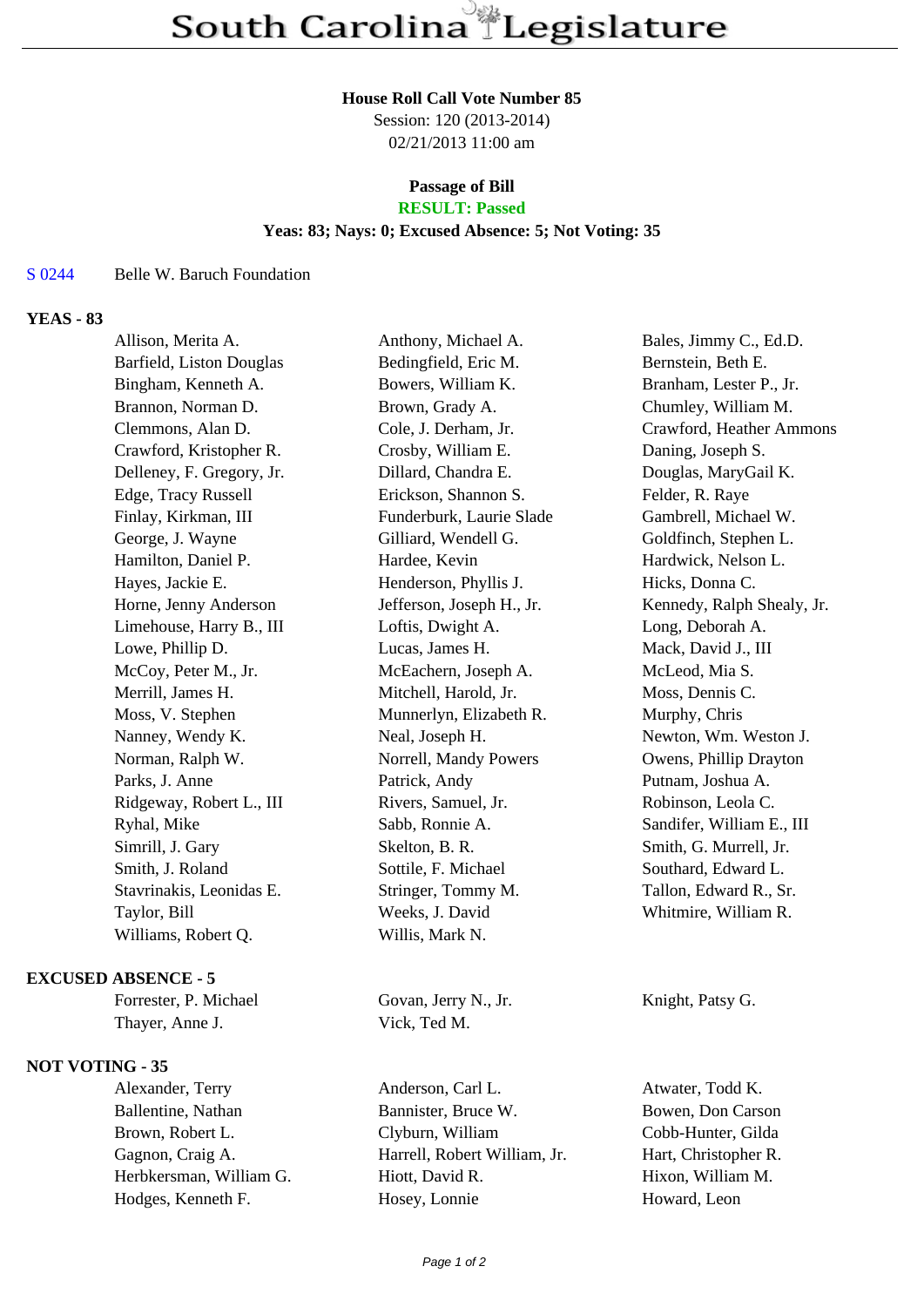# South Carolina Legislature

**House Roll Call Vote Number 85**

Session: 120 (2013-2014)

02/21/2013 11:00 am

**Passage of Bill**

**RESULT: Passed**

**Yeas: 83; Nays: 0; Excused Absence: 5; Not Voting: 35**

S 0244 Belle W. Baruch Foundation

**YEAS - 83**

| | | |
|---|---|---|
| Allison, Merita A. | Anthony, Michael A. | Bales, Jimmy C., Ed.D. |
| Barfield, Liston Douglas | Bedingfield, Eric M. | Bernstein, Beth E. |
| Bingham, Kenneth A. | Bowers, William K. | Branham, Lester P., Jr. |
| Brannon, Norman D. | Brown, Grady A. | Chumley, William M. |
| Clemmons, Alan D. | Cole, J. Derham, Jr. | Crawford, Heather Ammons |
| Crawford, Kristopher R. | Crosby, William E. | Daning, Joseph S. |
| Delleney, F. Gregory, Jr. | Dillard, Chandra E. | Douglas, MaryGail K. |
| Edge, Tracy Russell | Erickson, Shannon S. | Felder, R. Raye |
| Finlay, Kirkman, III | Funderburk, Laurie Slade | Gambrell, Michael W. |
| George, J. Wayne | Gilliard, Wendell G. | Goldfinch, Stephen L. |
| Hamilton, Daniel P. | Hardee, Kevin | Hardwick, Nelson L. |
| Hayes, Jackie E. | Henderson, Phyllis J. | Hicks, Donna C. |
| Horne, Jenny Anderson | Jefferson, Joseph H., Jr. | Kennedy, Ralph Shealy, Jr. |
| Limehouse, Harry B., III | Loftis, Dwight A. | Long, Deborah A. |
| Lowe, Phillip D. | Lucas, James H. | Mack, David J., III |
| McCoy, Peter M., Jr. | McEachern, Joseph A. | McLeod, Mia S. |
| Merrill, James H. | Mitchell, Harold, Jr. | Moss, Dennis C. |
| Moss, V. Stephen | Munnerlyn, Elizabeth R. | Murphy, Chris |
| Nanney, Wendy K. | Neal, Joseph H. | Newton, Wm. Weston J. |
| Norman, Ralph W. | Norrell, Mandy Powers | Owens, Phillip Drayton |
| Parks, J. Anne | Patrick, Andy | Putnam, Joshua A. |
| Ridgeway, Robert L., III | Rivers, Samuel, Jr. | Robinson, Leola C. |
| Ryhal, Mike | Sabb, Ronnie A. | Sandifer, William E., III |
| Simrill, J. Gary | Skelton, B. R. | Smith, G. Murrell, Jr. |
| Smith, J. Roland | Sottile, F. Michael | Southard, Edward L. |
| Stavrinakis, Leonidas E. | Stringer, Tommy M. | Tallon, Edward R., Sr. |
| Taylor, Bill | Weeks, J. David | Whitmire, William R. |
| Williams, Robert Q. | Willis, Mark N. | |

**EXCUSED ABSENCE - 5**

| | | |
|---|---|---|
| Forrester, P. Michael | Govan, Jerry N., Jr. | Knight, Patsy G. |
| Thayer, Anne J. | Vick, Ted M. | |

**NOT VOTING - 35**

| | | |
|---|---|---|
| Alexander, Terry | Anderson, Carl L. | Atwater, Todd K. |
| Ballentine, Nathan | Bannister, Bruce W. | Bowen, Don Carson |
| Brown, Robert L. | Clyburn, William | Cobb-Hunter, Gilda |
| Gagnon, Craig A. | Harrell, Robert William, Jr. | Hart, Christopher R. |
| Herbkersman, William G. | Hiott, David R. | Hixon, William M. |
| Hodges, Kenneth F. | Hosey, Lonnie | Howard, Leon |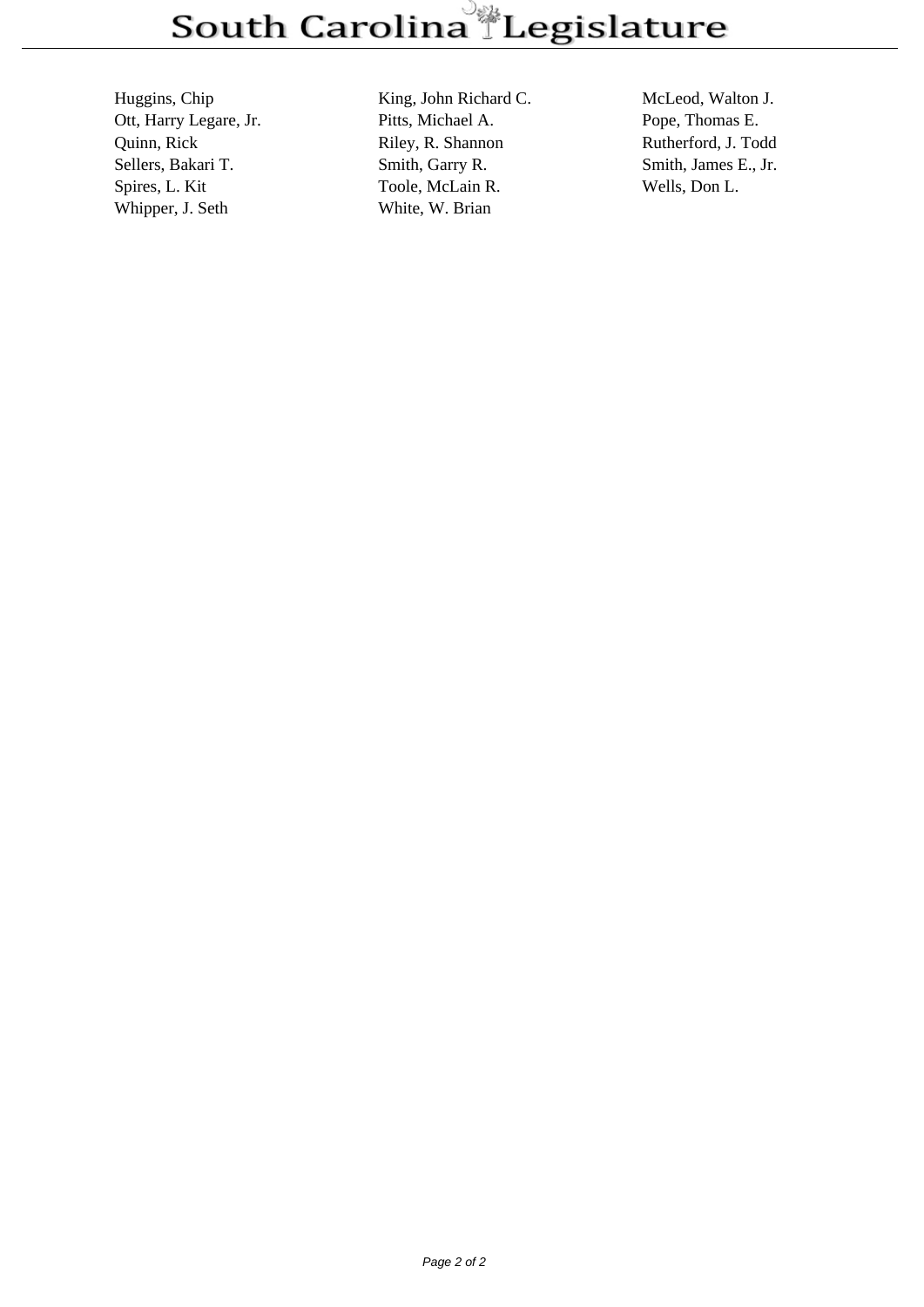Huggins, Chip
King, John Richard C.
McLeod, Walton J.
Ott, Harry Legare, Jr.
Pitts, Michael A.
Pope, Thomas E.
Quinn, Rick
Riley, R. Shannon
Rutherford, J. Todd
Sellers, Bakari T.
Smith, Garry R.
Smith, James E., Jr.
Spires, L. Kit
Toole, McLain R.
Wells, Don L.
Whipper, J. Seth
White, W. Brian